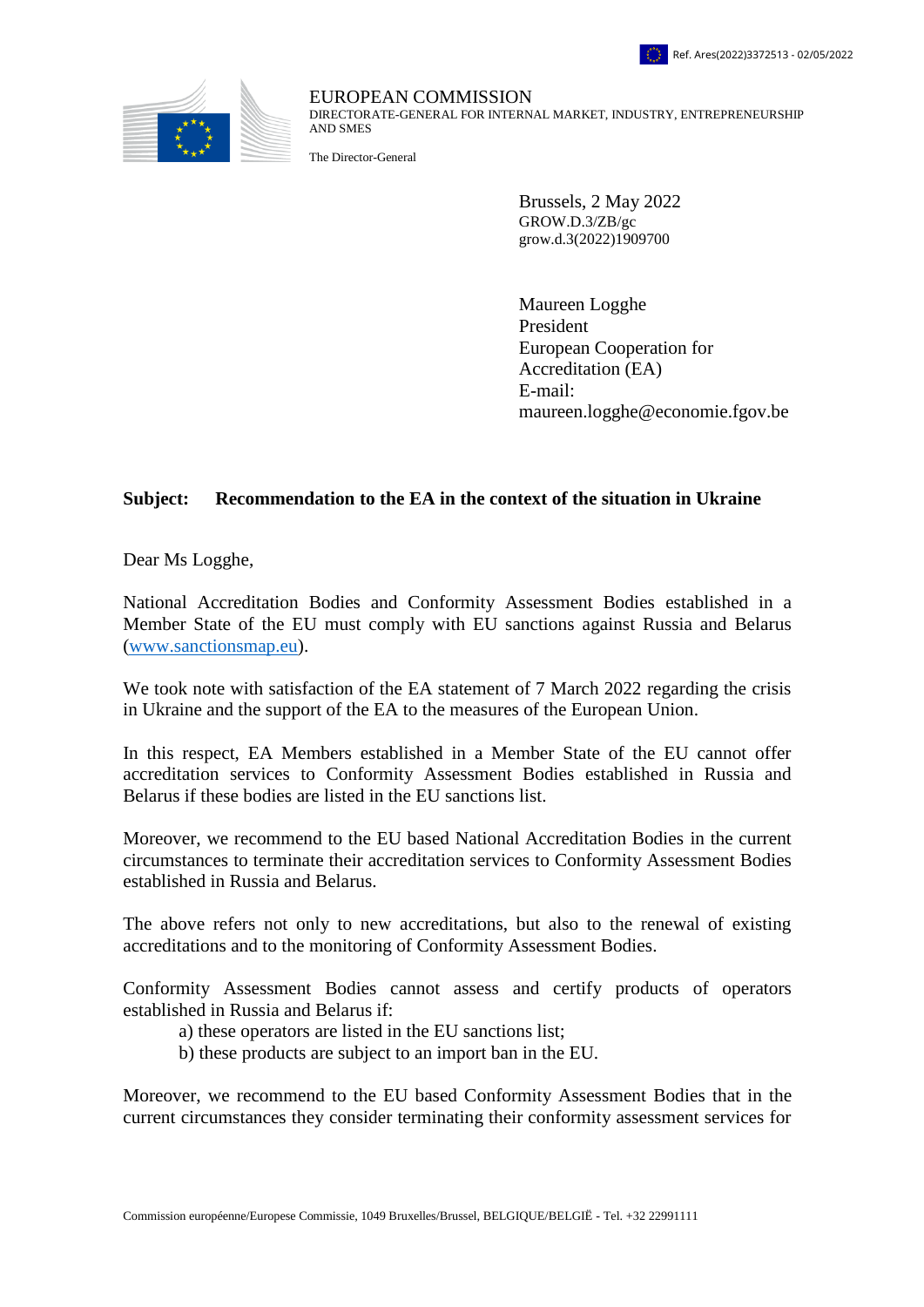Ref. Ares(2022)3372513 - 02/05/2022

EUROPEAN COMMISSION
DIRECTORATE-GENERAL FOR INTERNAL MARKET, INDUSTRY, ENTREPRENEURSHIP AND SMES

The Director-General

Brussels, 2 May 2022
GROW.D.3/ZB/gc
grow.d.3(2022)1909700

Maureen Logghe
President
European Cooperation for Accreditation (EA)
E-mail:
maureen.logghe@economie.fgov.be

**Subject: Recommendation to the EA in the context of the situation in Ukraine**

Dear Ms Logghe,

National Accreditation Bodies and Conformity Assessment Bodies established in a Member State of the EU must comply with EU sanctions against Russia and Belarus ([www.sanctionsmap.eu](http://www.sanctionsmap.eu)).

We took note with satisfaction of the EA statement of 7 March 2022 regarding the crisis in Ukraine and the support of the EA to the measures of the European Union.

In this respect, EA Members established in a Member State of the EU cannot offer accreditation services to Conformity Assessment Bodies established in Russia and Belarus if these bodies are listed in the EU sanctions list.

Moreover, we recommend to the EU based National Accreditation Bodies in the current circumstances to terminate their accreditation services to Conformity Assessment Bodies established in Russia and Belarus.

The above refers not only to new accreditations, but also to the renewal of existing accreditations and to the monitoring of Conformity Assessment Bodies.

Conformity Assessment Bodies cannot assess and certify products of operators established in Russia and Belarus if:

a) these operators are listed in the EU sanctions list;
b) these products are subject to an import ban in the EU.

Moreover, we recommend to the EU based Conformity Assessment Bodies that in the current circumstances they consider terminating their conformity assessment services for

Commission européenne/Europese Commissie, 1049 Bruxelles/Brussel, BELGIQUE/BELGIË - Tel. +32 22991111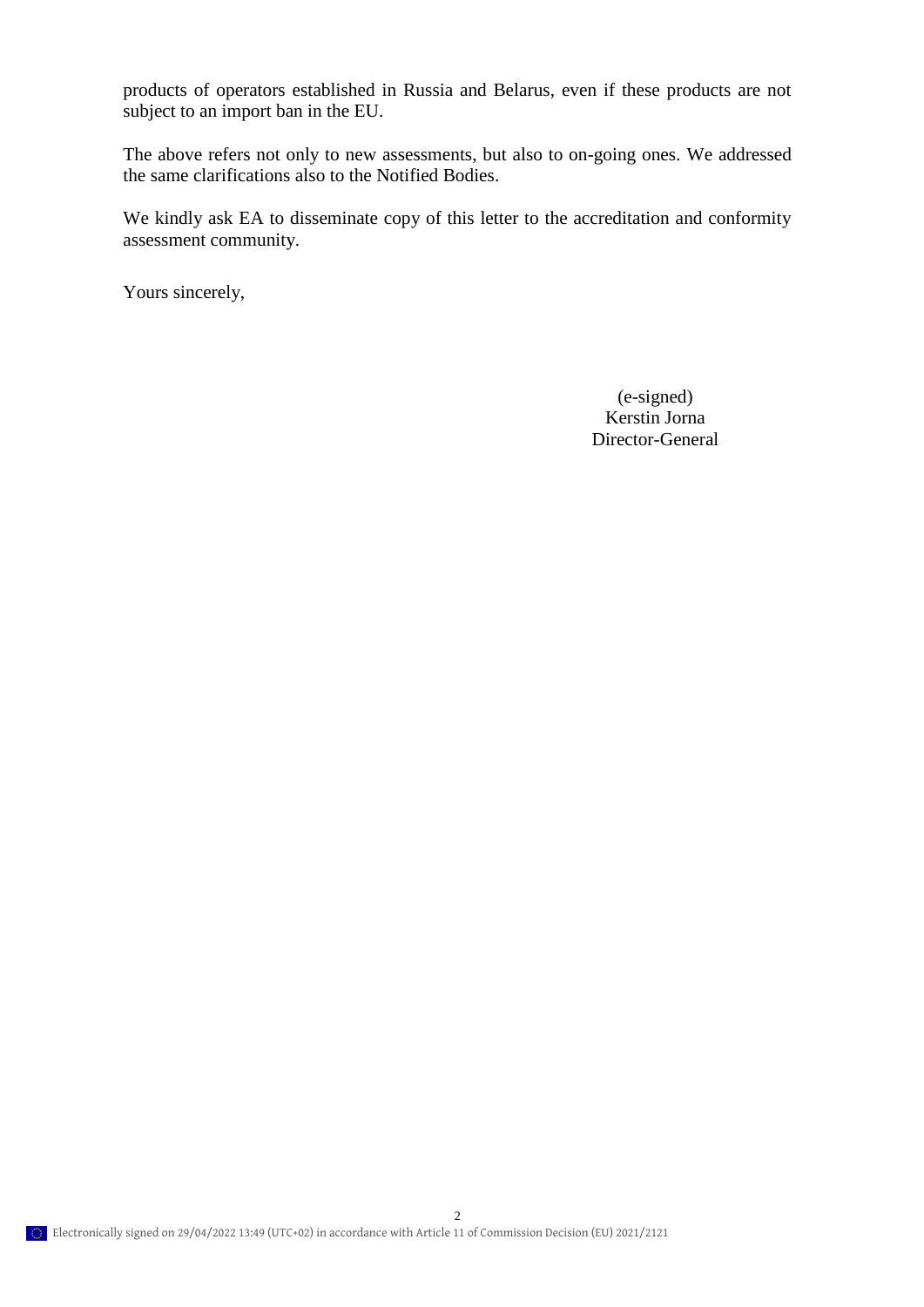products of operators established in Russia and Belarus, even if these products are not subject to an import ban in the EU.

The above refers not only to new assessments, but also to on-going ones. We addressed the same clarifications also to the Notified Bodies.

We kindly ask EA to disseminate copy of this letter to the accreditation and conformity assessment community.

Yours sincerely,

(e-signed)
Kerstin Jorna
Director-General

Electronically signed on 29/04/2022 13:49 (UTC+02) in accordance with Article 11 of Commission Decision (EU) 2021/2121